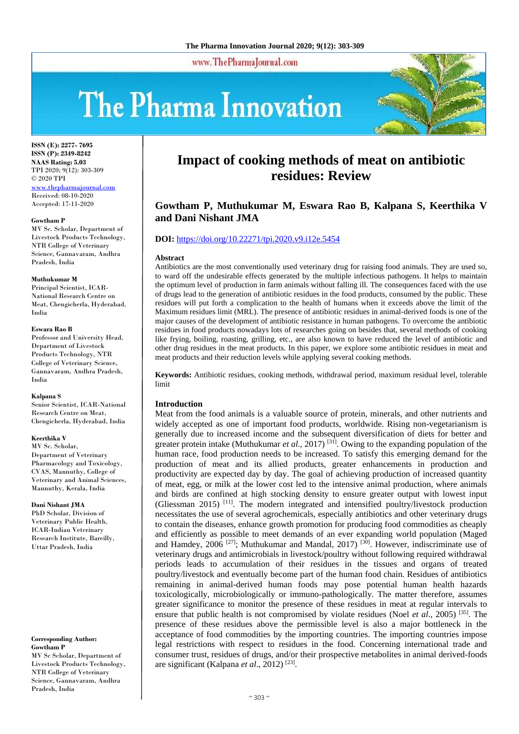# Impact of cooking methods of meat on antibiotic residues: Review

**Gowtham P, Muthukumar M, Eswara Rao B, Kalpana S, Keerthika V and Dani Nishant JMA**

ISSN (E): 2277- 7695
ISSN (P): 2349-8242
NAAS Rating: 5.03
TPI 2020; 9(12): 303-309
© 2020 TPI
www.thepharmajournal.com
Received: 08-10-2020
Accepted: 17-11-2020

**Gowtham P**
MV Sc. Scholar, Department of Livestock Products Technology, NTR College of Veterinary Science, Gannavaram, Andhra Pradesh, India

**Muthukumar M**
Principal Scientist, ICAR-National Research Centre on Meat, Chengicherla, Hyderabad, India

**Eswara Rao B**
Professor and University Head, Department of Livestock Products Technology, NTR College of Veterinary Science, Gannavaram, Andhra Pradesh, India

**Kalpana S**
Senior Scientist, ICAR-National Research Centre on Meat, Chengicherla, Hyderabad, India

**Keerthika V**
MV Sc. Scholar, Department of Veterinary Pharmacology and Toxicology, CVAS, Mannuthy, College of Veterinary and Animal Sciences, Mannuthy, Kerala, India

**Dani Nishant JMA**
PhD Scholar, Division of Veterinary Public Health, ICAR-Indian Veterinary Research Institute, Bareilly, Uttar Pradesh, India

**Corresponding Author:**
**Gowtham P**
MV Sc Scholar, Department of Livestock Products Technology, NTR College of Veterinary Science, Gannavaram, Andhra Pradesh, India

**DOI:** https://doi.org/10.22271/tpi.2020.v9.i12e.5454

### Abstract

Antibiotics are the most conventionally used veterinary drug for raising food animals. They are used so, to ward off the undesirable effects generated by the multiple infectious pathogens. It helps to maintain the optimum level of production in farm animals without falling ill. The consequences faced with the use of drugs lead to the generation of antibiotic residues in the food products, consumed by the public. These residues will put forth a complication to the health of humans when it exceeds above the limit of the Maximum residues limit (MRL). The presence of antibiotic residues in animal-derived foods is one of the major causes of the development of antibiotic resistance in human pathogens. To overcome the antibiotic residues in food products nowadays lots of researches going on besides that, several methods of cooking like frying, boiling, roasting, grilling, etc., are also known to have reduced the level of antibiotic and other drug residues in the meat products. In this paper, we explore some antibiotic residues in meat and meat products and their reduction levels while applying several cooking methods.

**Keywords:** Antibiotic residues, cooking methods, withdrawal period, maximum residual level, tolerable limit

### Introduction

Meat from the food animals is a valuable source of protein, minerals, and other nutrients and widely accepted as one of important food products, worldwide. Rising non-vegetarianism is generally due to increased income and the subsequent diversification of diets for better and greater protein intake (Muthukumar *et al.*, 2017) [31]. Owing to the expanding population of the human race, food production needs to be increased. To satisfy this emerging demand for the production of meat and its allied products, greater enhancements in production and productivity are expected day by day. The goal of achieving production of increased quantity of meat, egg, or milk at the lower cost led to the intensive animal production, where animals and birds are confined at high stocking density to ensure greater output with lowest input (Gliessman 2015) [11]. The modern integrated and intensified poultry/livestock production necessitates the use of several agrochemicals, especially antibiotics and other veterinary drugs to contain the diseases, enhance growth promotion for producing food commodities as cheaply and efficiently as possible to meet demands of an ever expanding world population (Maged and Hamdey, 2006 [27]; Muthukumar and Mandal, 2017) [30]. However, indiscriminate use of veterinary drugs and antimicrobials in livestock/poultry without following required withdrawal periods leads to accumulation of their residues in the tissues and organs of treated poultry/livestock and eventually become part of the human food chain. Residues of antibiotics remaining in animal-derived human foods may pose potential human health hazards toxicologically, microbiologically or immuno-pathologically. The matter therefore, assumes greater significance to monitor the presence of these residues in meat at regular intervals to ensure that public health is not compromised by violate residues (Noel *et al*., 2005) [35]. The presence of these residues above the permissible level is also a major bottleneck in the acceptance of food commodities by the importing countries. The importing countries impose legal restrictions with respect to residues in the food. Concerning international trade and consumer trust, residues of drugs, and/or their prospective metabolites in animal derived-foods are significant (Kalpana *et al*., 2012) [23].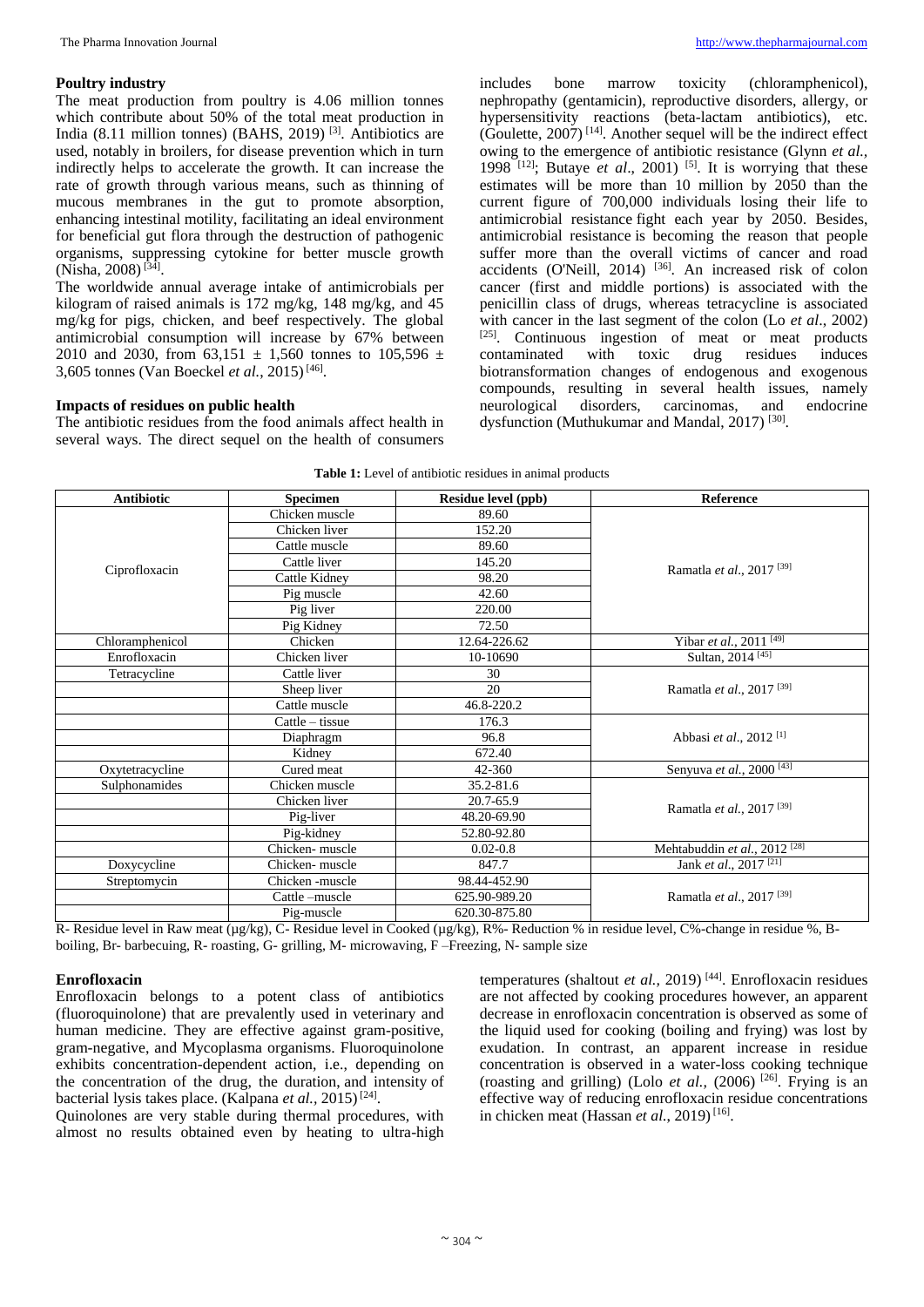## Poultry industry

The meat production from poultry is 4.06 million tonnes which contribute about 50% of the total meat production in India (8.11 million tonnes) (BAHS, 2019) [3]. Antibiotics are used, notably in broilers, for disease prevention which in turn indirectly helps to accelerate the growth. It can increase the rate of growth through various means, such as thinning of mucous membranes in the gut to promote absorption, enhancing intestinal motility, facilitating an ideal environment for beneficial gut flora through the destruction of pathogenic organisms, suppressing cytokine for better muscle growth (Nisha, 2008) [34].

The worldwide annual average intake of antimicrobials per kilogram of raised animals is 172 mg/kg, 148 mg/kg, and 45 mg/kg for pigs, chicken, and beef respectively. The global antimicrobial consumption will increase by 67% between 2010 and 2030, from 63,151 ± 1,560 tonnes to 105,596 ± 3,605 tonnes (Van Boeckel *et al.*, 2015) [46].

## Impacts of residues on public health

The antibiotic residues from the food animals affect health in several ways. The direct sequel on the health of consumers includes bone marrow toxicity (chloramphenicol), nephropathy (gentamicin), reproductive disorders, allergy, or hypersensitivity reactions (beta-lactam antibiotics), etc. (Goulette, 2007) [14]. Another sequel will be the indirect effect owing to the emergence of antibiotic resistance (Glynn *et al.*, 1998 [12]; Butaye *et al*., 2001) [5]. It is worrying that these estimates will be more than 10 million by 2050 than the current figure of 700,000 individuals losing their life to antimicrobial resistance fight each year by 2050. Besides, antimicrobial resistance is becoming the reason that people suffer more than the overall victims of cancer and road accidents (O'Neill, 2014) [36]. An increased risk of colon cancer (first and middle portions) is associated with the penicillin class of drugs, whereas tetracycline is associated with cancer in the last segment of the colon (Lo *et al*., 2002) [25]. Continuous ingestion of meat or meat products contaminated with toxic drug residues induces biotransformation changes of endogenous and exogenous compounds, resulting in several health issues, namely neurological disorders, carcinomas, and endocrine dysfunction (Muthukumar and Mandal, 2017) [30].

**Table 1:** Level of antibiotic residues in animal products

| Antibiotic | Specimen | Residue level (ppb) | Reference |
|---|---|---|---|
| Ciprofloxacin | Chicken muscle | 89.60 | Ramatla *et al.*, 2017 [39] |
| | Chicken liver | 152.20 | |
| | Cattle muscle | 89.60 | |
| | Cattle liver | 145.20 | |
| | Cattle Kidney | 98.20 | |
| | Pig muscle | 42.60 | |
| | Pig liver | 220.00 | |
| | Pig Kidney | 72.50 | |
| Chloramphenicol | Chicken | 12.64-226.62 | Yibar *et al.*, 2011 [49] |
| Enrofloxacin | Chicken liver | 10-10690 | Sultan, 2014 [45] |
| Tetracycline | Cattle liver | 30 | Ramatla *et al.*, 2017 [39] |
| | Sheep liver | 20 | |
| | Cattle muscle | 46.8-220.2 | |
| | Cattle – tissue | 176.3 | Abbasi *et al.*, 2012 [1] |
| | Diaphragm | 96.8 | |
| | Kidney | 672.40 | |
| Oxytetracycline | Cured meat | 42-360 | Senyuva *et al.*, 2000 [43] |
| Sulphonamides | Chicken muscle | 35.2-81.6 | Ramatla *et al.*, 2017 [39] |
| | Chicken liver | 20.7-65.9 | |
| | Pig-liver | 48.20-69.90 | |
| | Pig-kidney | 52.80-92.80 | |
| | Chicken- muscle | 0.02-0.8 | Mehtabuddin *et al.*, 2012 [28] |
| Doxycycline | Chicken- muscle | 847.7 | Jank *et al.*, 2017 [21] |
| Streptomycin | Chicken -muscle | 98.44-452.90 | Ramatla *et al.*, 2017 [39] |
| | Cattle –muscle | 625.90-989.20 | |
| | Pig-muscle | 620.30-875.80 | |

R- Residue level in Raw meat (µg/kg), C- Residue level in Cooked (µg/kg), R%- Reduction % in residue level, C%-change in residue %, B-boiling, Br- barbecuing, R- roasting, G- grilling, M- microwaving, F –Freezing, N- sample size

## Enrofloxacin

Enrofloxacin belongs to a potent class of antibiotics (fluoroquinolone) that are prevalently used in veterinary and human medicine. They are effective against gram-positive, gram-negative, and Mycoplasma organisms. Fluoroquinolone exhibits concentration-dependent action, i.e., depending on the concentration of the drug, the duration, and intensity of bacterial lysis takes place. (Kalpana *et al.*, 2015) [24].

Quinolones are very stable during thermal procedures, with almost no results obtained even by heating to ultra-high temperatures (shaltout *et al.*, 2019) [44]. Enrofloxacin residues are not affected by cooking procedures however, an apparent decrease in enrofloxacin concentration is observed as some of the liquid used for cooking (boiling and frying) was lost by exudation. In contrast, an apparent increase in residue concentration is observed in a water-loss cooking technique (roasting and grilling) (Lolo *et al.*, (2006) [26]. Frying is an effective way of reducing enrofloxacin residue concentrations in chicken meat (Hassan *et al*., 2019) [16].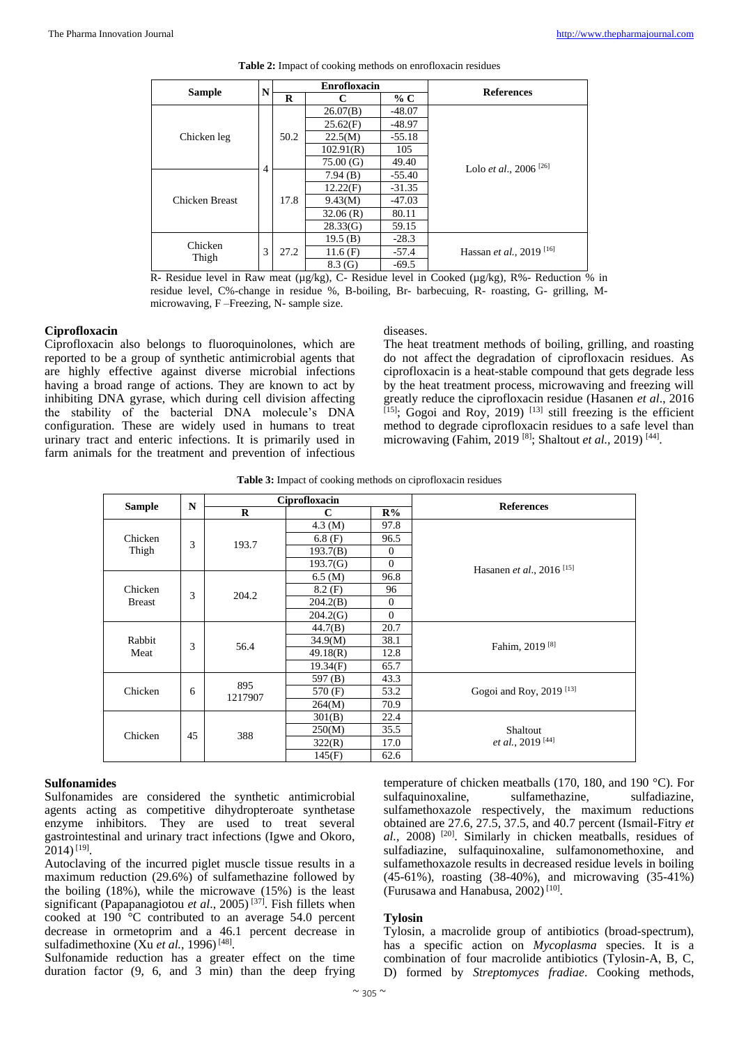**Table 2:** Impact of cooking methods on enrofloxacin residues

| Sample | N | Enrofloxacin | | | References |
|---|---|---|---|---|---|
| | | R | C | % C | |
| Chicken leg | 4 | 50.2 | 26.07(B) | -48.07 | Lolo *et al.*, 2006 [26] |
| | | | 25.62(F) | -48.97 | |
| | | | 22.5(M) | -55.18 | |
| | | | 102.91(R) | 105 | |
| | | | 75.00 (G) | 49.40 | |
| Chicken Breast | | 17.8 | 7.94 (B) | -55.40 | |
| | | | 12.22(F) | -31.35 | |
| | | | 9.43(M) | -47.03 | |
| | | | 32.06 (R) | 80.11 | |
| | | | 28.33(G) | 59.15 | |
| Chicken Thigh | 3 | 27.2 | 19.5 (B) | -28.3 | Hassan *et al.*, 2019 [16] |
| | | | 11.6 (F) | -57.4 | |
| | | | 8.3 (G) | -69.5 | |

R- Residue level in Raw meat (µg/kg), C- Residue level in Cooked (µg/kg), R%- Reduction % in residue level, C%-change in residue %, B-boiling, Br- barbecuing, R- roasting, G- grilling, M- microwaving, F –Freezing, N- sample size.

### Ciprofloxacin

Ciprofloxacin also belongs to fluoroquinolones, which are reported to be a group of synthetic antimicrobial agents that are highly effective against diverse microbial infections having a broad range of actions. They are known to act by inhibiting DNA gyrase, which during cell division affecting the stability of the bacterial DNA molecule's DNA configuration. These are widely used in humans to treat urinary tract and enteric infections. It is primarily used in farm animals for the treatment and prevention of infectious diseases.

The heat treatment methods of boiling, grilling, and roasting do not affect the degradation of ciprofloxacin residues. As ciprofloxacin is a heat-stable compound that gets degrade less by the heat treatment process, microwaving and freezing will greatly reduce the ciprofloxacin residue (Hasanen *et al*., 2016 [15]; Gogoi and Roy, 2019) [13] still freezing is the efficient method to degrade ciprofloxacin residues to a safe level than microwaving (Fahim, 2019 [8]; Shaltout *et al.,* 2019) [44].

**Table 3:** Impact of cooking methods on ciprofloxacin residues

| Sample | N | Ciprofloxacin | | | References |
|---|---|---|---|---|---|
| | | R | C | R% | |
| Chicken Thigh | 3 | 193.7 | 4.3 (M) | 97.8 | Hasanen *et al*., 2016 [15] |
| | | | 6.8 (F) | 96.5 | |
| | | | 193.7(B) | 0 | |
| | | | 193.7(G) | 0 | |
| Chicken Breast | 3 | 204.2 | 6.5 (M) | 96.8 | |
| | | | 8.2 (F) | 96 | |
| | | | 204.2(B) | 0 | |
| | | | 204.2(G) | 0 | |
| Rabbit Meat | 3 | 56.4 | 44.7(B) | 20.7 | Fahim, 2019 [8] |
| | | | 34.9(M) | 38.1 | |
| | | | 49.18(R) | 12.8 | |
| | | | 19.34(F) | 65.7 | |
| Chicken | 6 | 895 1217907 | 597 (B) | 43.3 | Gogoi and Roy, 2019 [13] |
| | | | 570 (F) | 53.2 | |
| | | | 264(M) | 70.9 | |
| Chicken | 45 | 388 | 301(B) | 22.4 | Shaltout *et al.*, 2019 [44] |
| | | | 250(M) | 35.5 | |
| | | | 322(R) | 17.0 | |
| | | | 145(F) | 62.6 | |

### Sulfonamides

Sulfonamides are considered the synthetic antimicrobial agents acting as competitive dihydropteroate synthetase enzyme inhibitors. They are used to treat several gastrointestinal and urinary tract infections (Igwe and Okoro, 2014) [19].

Autoclaving of the incurred piglet muscle tissue results in a maximum reduction (29.6%) of sulfamethazine followed by the boiling (18%), while the microwave (15%) is the least significant (Papapanagiotou *et al*., 2005) [37]. Fish fillets when cooked at 190 °C contributed to an average 54.0 percent decrease in ormetoprim and a 46.1 percent decrease in sulfadimethoxine (Xu *et al.*, 1996) [48].

Sulfonamide reduction has a greater effect on the time duration factor (9, 6, and 3 min) than the deep frying temperature of chicken meatballs (170, 180, and 190 °C). For sulfaquinoxaline, sulfamethazine, sulfadiazine, sulfamethoxazole respectively, the maximum reductions obtained are 27.6, 27.5, 37.5, and 40.7 percent (Ismail-Fitry *et al.*, 2008) [20]. Similarly in chicken meatballs, residues of sulfadiazine, sulfaquinoxaline, sulfamonomethoxine, and sulfamethoxazole results in decreased residue levels in boiling (45-61%), roasting (38-40%), and microwaving (35-41%) (Furusawa and Hanabusa, 2002) [10].

### Tylosin

Tylosin, a macrolide group of antibiotics (broad-spectrum), has a specific action on *Mycoplasma* species. It is a combination of four macrolide antibiotics (Tylosin-A, B, C, D) formed by *Streptomyces fradiae*. Cooking methods,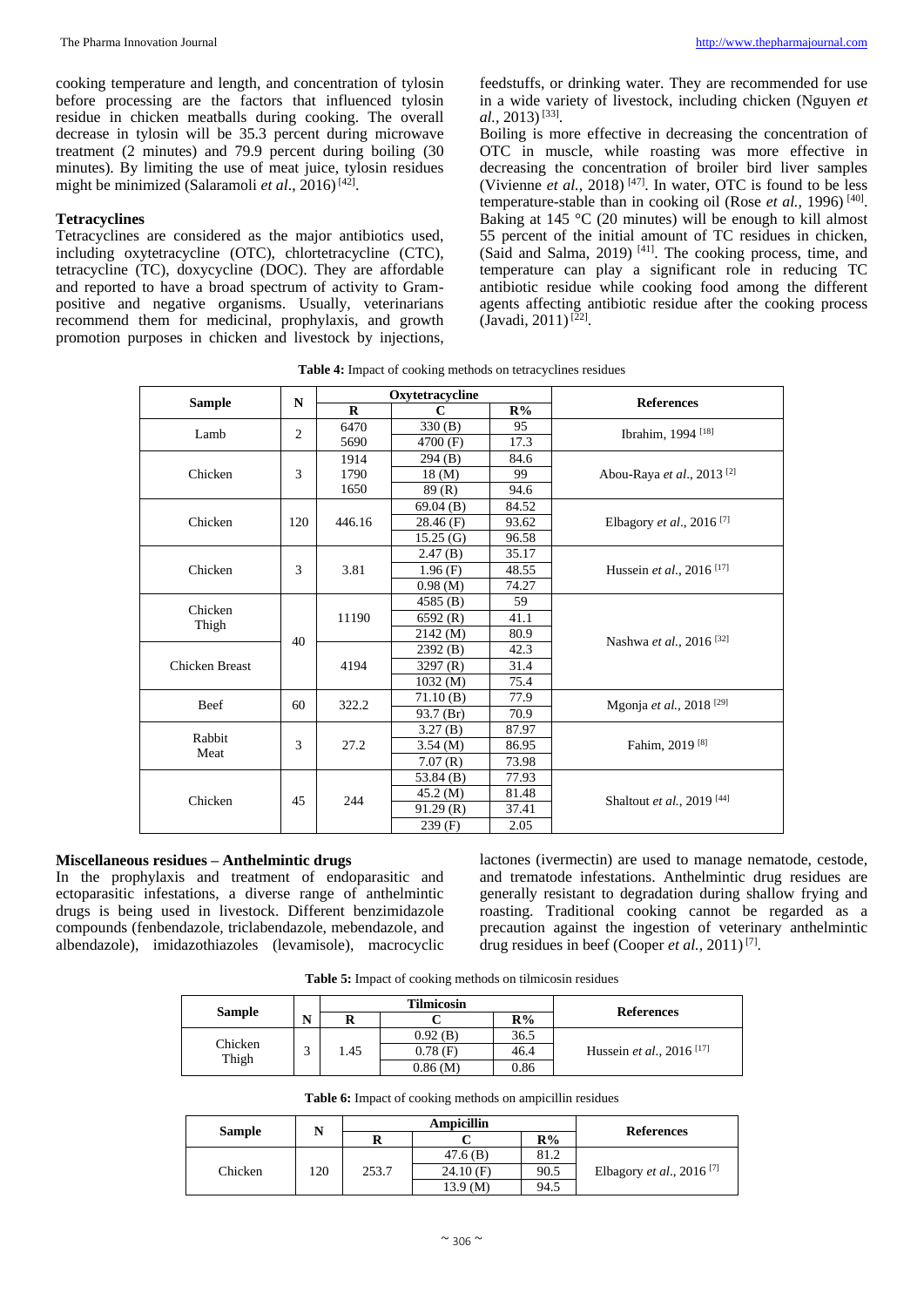cooking temperature and length, and concentration of tylosin before processing are the factors that influenced tylosin residue in chicken meatballs during cooking. The overall decrease in tylosin will be 35.3 percent during microwave treatment (2 minutes) and 79.9 percent during boiling (30 minutes). By limiting the use of meat juice, tylosin residues might be minimized (Salaramoli *et al*., 2016) [42].

### Tetracyclines

Tetracyclines are considered as the major antibiotics used, including oxytetracycline (OTC), chlortetracycline (CTC), tetracycline (TC), doxycycline (DOC). They are affordable and reported to have a broad spectrum of activity to Gram-positive and negative organisms. Usually, veterinarians recommend them for medicinal, prophylaxis, and growth promotion purposes in chicken and livestock by injections, feedstuffs, or drinking water. They are recommended for use in a wide variety of livestock, including chicken (Nguyen *et al.*, 2013) [33].

Boiling is more effective in decreasing the concentration of OTC in muscle, while roasting was more effective in decreasing the concentration of broiler bird liver samples (Vivienne *et al.,* 2018) [47]. In water, OTC is found to be less temperature-stable than in cooking oil (Rose *et al.,* 1996) [40]. Baking at 145 °C (20 minutes) will be enough to kill almost 55 percent of the initial amount of TC residues in chicken, (Said and Salma, 2019) [41]. The cooking process, time, and temperature can play a significant role in reducing TC antibiotic residue while cooking food among the different agents affecting antibiotic residue after the cooking process (Javadi, 2011) [22].

**Table 4:** Impact of cooking methods on tetracyclines residues

| Sample | N | Oxytetracycline | | | References |
|---|---|---|---|---|---|
| | | R | C | R% | |
| Lamb | 2 | 6470 | 330 (B) | 95 | Ibrahim, 1994 [18] |
| | | 5690 | 4700 (F) | 17.3 | |
| Chicken | 3 | 1914 | 294 (B) | 84.6 | Abou-Raya *et al*., 2013 [2] |
| | | 1790 | 18 (M) | 99 | |
| | | 1650 | 89 (R) | 94.6 | |
| Chicken | 120 | 446.16 | 69.04 (B) | 84.52 | Elbagory *et al*., 2016 [7] |
| | | | 28.46 (F) | 93.62 | |
| | | | 15.25 (G) | 96.58 | |
| Chicken | 3 | 3.81 | 2.47 (B) | 35.17 | Hussein *et al*., 2016 [17] |
| | | | 1.96 (F) | 48.55 | |
| | | | 0.98 (M) | 74.27 | |
| Chicken Thigh | 40 | 11190 | 4585 (B) | 59 | Nashwa *et al*., 2016 [32] |
| | | | 6592 (R) | 41.1 | |
| | | | 2142 (M) | 80.9 | |
| Chicken Breast | | 4194 | 2392 (B) | 42.3 | |
| | | | 3297 (R) | 31.4 | |
| | | | 1032 (M) | 75.4 | |
| Beef | 60 | 322.2 | 71.10 (B) | 77.9 | Mgonja *et al*., 2018 [29] |
| | | | 93.7 (Br) | 70.9 | |
| Rabbit Meat | 3 | 27.2 | 3.27 (B) | 87.97 | Fahim, 2019 [8] |
| | | | 3.54 (M) | 86.95 | |
| | | | 7.07 (R) | 73.98 | |
| Chicken | 45 | 244 | 53.84 (B) | 77.93 | Shaltout *et al*., 2019 [44] |
| | | | 45.2 (M) | 81.48 | |
| | | | 91.29 (R) | 37.41 | |
| | | | 239 (F) | 2.05 | |

### Miscellaneous residues – Anthelmintic drugs

In the prophylaxis and treatment of endoparasitic and ectoparasitic infestations, a diverse range of anthelmintic drugs is being used in livestock. Different benzimidazole compounds (fenbendazole, triclabendazole, mebendazole, and albendazole), imidazothiazoles (levamisole), macrocyclic lactones (ivermectin) are used to manage nematode, cestode, and trematode infestations. Anthelmintic drug residues are generally resistant to degradation during shallow frying and roasting. Traditional cooking cannot be regarded as a precaution against the ingestion of veterinary anthelmintic drug residues in beef (Cooper *et al.,* 2011) [7].

**Table 5:** Impact of cooking methods on tilmicosin residues

| Sample | N | Tilmicosin | | | References |
|---|---|---|---|---|---|
| | | R | C | R% | |
| Chicken Thigh | 3 | 1.45 | 0.92 (B) | 36.5 | Hussein *et al*., 2016 [17] |
| | | | 0.78 (F) | 46.4 | |
| | | | 0.86 (M) | 0.86 | |

**Table 6:** Impact of cooking methods on ampicillin residues

| Sample | N | Ampicillin | | | References |
|---|---|---|---|---|---|
| | | R | C | R% | |
| Chicken | 120 | 253.7 | 47.6 (B) | 81.2 | Elbagory *et al*., 2016 [7] |
| | | | 24.10 (F) | 90.5 | |
| | | | 13.9 (M) | 94.5 | |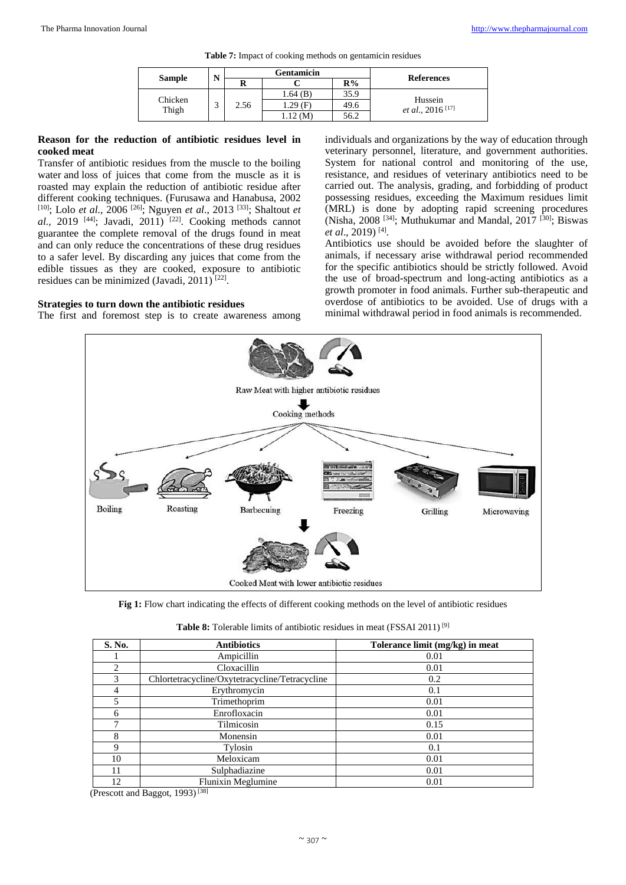**Table 7:** Impact of cooking methods on gentamicin residues

| Sample | N | Gentamicin | | | References |
|---|---|---|---|---|---|
| | | R | C | R% | |
| Chicken Thigh | 3 | 2.56 | 1.64 (B) | 35.9 | Hussein *et al.*, 2016 [17] |
| | | | 1.29 (F) | 49.6 | |
| | | | 1.12 (M) | 56.2 | |

**Reason for the reduction of antibiotic residues level in cooked meat**

Transfer of antibiotic residues from the muscle to the boiling water and loss of juices that come from the muscle as it is roasted may explain the reduction of antibiotic residue after different cooking techniques. (Furusawa and Hanabusa, 2002 [10]; Lolo *et al.*, 2006 [26]; Nguyen *et al.*, 2013 [33]; Shaltout *et al.*, 2019 [44]; Javadi, 2011) [22]. Cooking methods cannot guarantee the complete removal of the drugs found in meat and can only reduce the concentrations of these drug residues to a safer level. By discarding any juices that come from the edible tissues as they are cooked, exposure to antibiotic residues can be minimized (Javadi, 2011) [22].

**Strategies to turn down the antibiotic residues**

The first and foremost step is to create awareness among individuals and organizations by the way of education through veterinary personnel, literature, and government authorities. System for national control and monitoring of the use, resistance, and residues of veterinary antibiotics need to be carried out. The analysis, grading, and forbidding of product possessing residues, exceeding the Maximum residues limit (MRL) is done by adopting rapid screening procedures (Nisha, 2008 [34]; Muthukumar and Mandal, 2017 [30]; Biswas *et al*., 2019) [4].

Antibiotics use should be avoided before the slaughter of animals, if necessary arise withdrawal period recommended for the specific antibiotics should be strictly followed. Avoid the use of broad-spectrum and long-acting antibiotics as a growth promoter in food animals. Further sub-therapeutic and overdose of antibiotics to be avoided. Use of drugs with a minimal withdrawal period in food animals is recommended.

**Fig 1:** Flow chart indicating the effects of different cooking methods on the level of antibiotic residues

**Table 8:** Tolerable limits of antibiotic residues in meat (FSSAI 2011) [9]

| S. No. | Antibiotics | Tolerance limit (mg/kg) in meat |
|---|---|---|
| 1 | Ampicillin | 0.01 |
| 2 | Cloxacillin | 0.01 |
| 3 | Chlortetracycline/Oxytetracycline/Tetracycline | 0.2 |
| 4 | Erythromycin | 0.1 |
| 5 | Trimethoprim | 0.01 |
| 6 | Enrofloxacin | 0.01 |
| 7 | Tilmicosin | 0.15 |
| 8 | Monensin | 0.01 |
| 9 | Tylosin | 0.1 |
| 10 | Meloxicam | 0.01 |
| 11 | Sulphadiazine | 0.01 |
| 12 | Flunixin Meglumine | 0.01 |

(Prescott and Baggot, 1993) [38]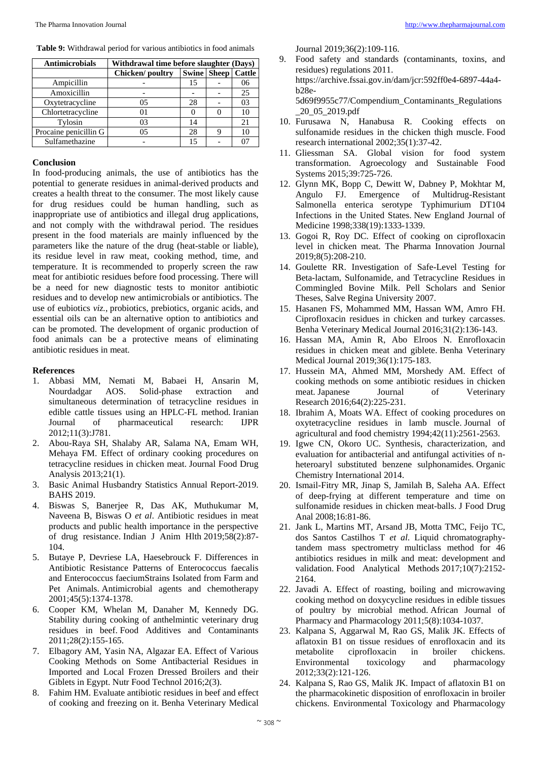**Table 9:** Withdrawal period for various antibiotics in food animals

| Antimicrobials | Withdrawal time before slaughter (Days) | | | |
|---|---|---|---|---|
| | Chicken/ poultry | Swine | Sheep | Cattle |
| Ampicillin | - | 15 | - | 06 |
| Amoxicillin | - | - | - | 25 |
| Oxytetracycline | 05 | 28 | - | 03 |
| Chlortetracycline | 01 | 0 | 0 | 10 |
| Tylosin | 03 | 14 | | 21 |
| Procaine penicillin G | 05 | 28 | 9 | 10 |
| Sulfamethazine | - | 15 | - | 07 |

## Conclusion

In food-producing animals, the use of antibiotics has the potential to generate residues in animal-derived products and creates a health threat to the consumer. The most likely cause for drug residues could be human handling, such as inappropriate use of antibiotics and illegal drug applications, and not comply with the withdrawal period. The residues present in the food materials are mainly influenced by the parameters like the nature of the drug (heat-stable or liable), its residue level in raw meat, cooking method, time, and temperature. It is recommended to properly screen the raw meat for antibiotic residues before food processing. There will be a need for new diagnostic tests to monitor antibiotic residues and to develop new antimicrobials or antibiotics. The use of eubiotics *viz.*, probiotics, prebiotics, organic acids, and essential oils can be an alternative option to antibiotics and can be promoted. The development of organic production of food animals can be a protective means of eliminating antibiotic residues in meat.

## References

1. Abbasi MM, Nemati M, Babaei H, Ansarin M, Nourdadgar AOS. Solid-phase extraction and simultaneous determination of tetracycline residues in edible cattle tissues using an HPLC-FL method. Iranian Journal of pharmaceutical research: IJPR 2012;11(3):J781.
2. Abou-Raya SH, Shalaby AR, Salama NA, Emam WH, Mehaya FM. Effect of ordinary cooking procedures on tetracycline residues in chicken meat. Journal Food Drug Analysis 2013;21(1).
3. Basic Animal Husbandry Statistics Annual Report-2019. BAHS 2019.
4. Biswas S, Banerjee R, Das AK, Muthukumar M, Naveena B, Biswas O *et al*. Antibiotic residues in meat products and public health importance in the perspective of drug resistance. Indian J Anim Hlth 2019;58(2):87-104.
5. Butaye P, Devriese LA, Haesebrouck F. Differences in Antibiotic Resistance Patterns of Enterococcus faecalis and Enterococcus faeciumStrains Isolated from Farm and Pet Animals. Antimicrobial agents and chemotherapy 2001;45(5):1374-1378.
6. Cooper KM, Whelan M, Danaher M, Kennedy DG. Stability during cooking of anthelmintic veterinary drug residues in beef. Food Additives and Contaminants 2011;28(2):155-165.
7. Elbagory AM, Yasin NA, Algazar EA. Effect of Various Cooking Methods on Some Antibacterial Residues in Imported and Local Frozen Dressed Broilers and their Giblets in Egypt. Nutr Food Technol 2016;2(3).
8. Fahim HM. Evaluate antibiotic residues in beef and effect of cooking and freezing on it. Benha Veterinary Medical Journal 2019;36(2):109-116.
9. Food safety and standards (contaminants, toxins, and residues) regulations 2011. https://archive.fssai.gov.in/dam/jcr:592ff0e4-6897-44a4-b28e-5d69f9955c77/Compendium_Contaminants_Regulations_20_05_2019.pdf
10. Furusawa N, Hanabusa R. Cooking effects on sulfonamide residues in the chicken thigh muscle. Food research international 2002;35(1):37-42.
11. Gliessman SA. Global vision for food system transformation. Agroecology and Sustainable Food Systems 2015;39:725-726.
12. Glynn MK, Bopp C, Dewitt W, Dabney P, Mokhtar M, Angulo FJ. Emergence of Multidrug-Resistant Salmonella enterica serotype Typhimurium DT104 Infections in the United States. New England Journal of Medicine 1998;338(19):1333-1339.
13. Gogoi R, Roy DC. Effect of cooking on ciprofloxacin level in chicken meat. The Pharma Innovation Journal 2019;8(5):208-210.
14. Goulette RR. Investigation of Safe-Level Testing for Beta-lactam, Sulfonamide, and Tetracycline Residues in Commingled Bovine Milk. Pell Scholars and Senior Theses, Salve Regina University 2007.
15. Hasanen FS, Mohammed MM, Hassan WM, Amro FH. Ciprofloxacin residues in chicken and turkey carcasses. Benha Veterinary Medical Journal 2016;31(2):136-143.
16. Hassan MA, Amin R, Abo Elroos N. Enrofloxacin residues in chicken meat and giblete. Benha Veterinary Medical Journal 2019;36(1):175-183.
17. Hussein MA, Ahmed MM, Morshedy AM. Effect of cooking methods on some antibiotic residues in chicken meat. Japanese Journal of Veterinary Research 2016;64(2):225-231.
18. Ibrahim A, Moats WA. Effect of cooking procedures on oxytetracycline residues in lamb muscle. Journal of agricultural and food chemistry 1994;42(11):2561-2563.
19. Igwe CN, Okoro UC. Synthesis, characterization, and evaluation for antibacterial and antifungal activities of n-heteroaryl substituted benzene sulphonamides. Organic Chemistry International 2014.
20. Ismail-Fitry MR, Jinap S, Jamilah B, Saleha AA. Effect of deep-frying at different temperature and time on sulfonamide residues in chicken meat-balls. J Food Drug Anal 2008;16:81-86.
21. Jank L, Martins MT, Arsand JB, Motta TMC, Feijo TC, dos Santos Castilhos T *et al.* Liquid chromatography-tandem mass spectrometry multiclass method for 46 antibiotics residues in milk and meat: development and validation. Food Analytical Methods 2017;10(7):2152-2164.
22. Javadi A. Effect of roasting, boiling and microwaving cooking method on doxycycline residues in edible tissues of poultry by microbial method. African Journal of Pharmacy and Pharmacology 2011;5(8):1034-1037.
23. Kalpana S, Aggarwal M, Rao GS, Malik JK. Effects of aflatoxin B1 on tissue residues of enrofloxacin and its metabolite ciprofloxacin in broiler chickens. Environmental toxicology and pharmacology 2012;33(2):121-126.
24. Kalpana S, Rao GS, Malik JK. Impact of aflatoxin B1 on the pharmacokinetic disposition of enrofloxacin in broiler chickens. Environmental Toxicology and Pharmacology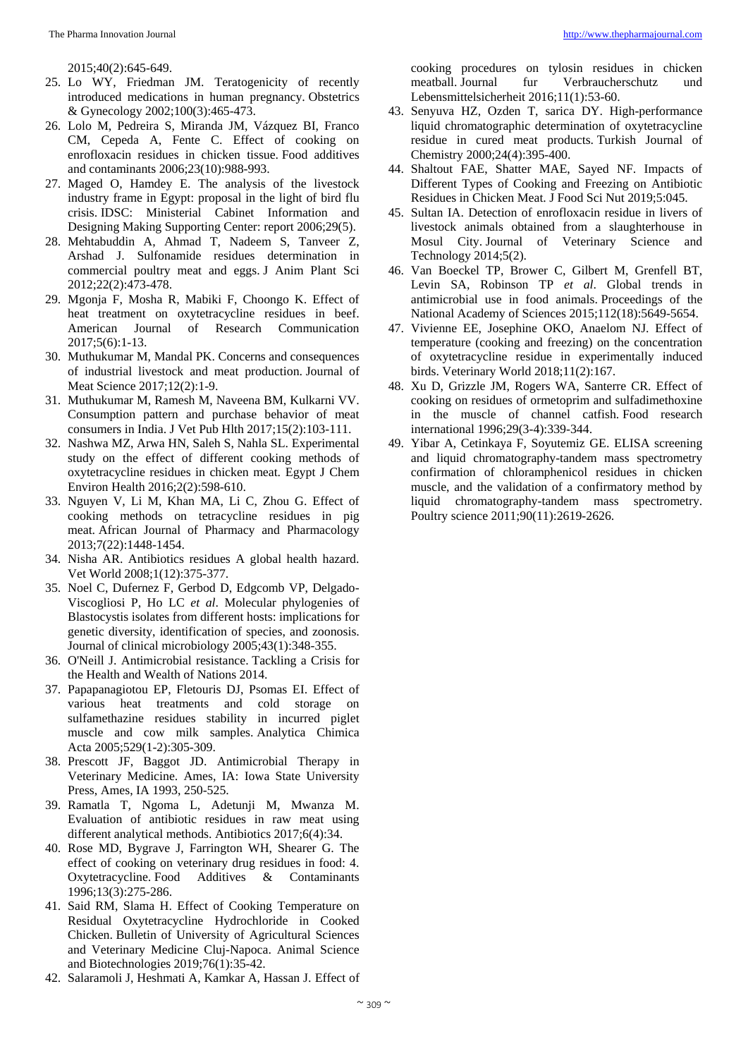2015;40(2):645-649.

25. Lo WY, Friedman JM. Teratogenicity of recently introduced medications in human pregnancy. Obstetrics & Gynecology 2002;100(3):465-473.
26. Lolo M, Pedreira S, Miranda JM, Vázquez BI, Franco CM, Cepeda A, Fente C. Effect of cooking on enrofloxacin residues in chicken tissue. Food additives and contaminants 2006;23(10):988-993.
27. Maged O, Hamdey E. The analysis of the livestock industry frame in Egypt: proposal in the light of bird flu crisis. IDSC: Ministerial Cabinet Information and Designing Making Supporting Center: report 2006;29(5).
28. Mehtabuddin A, Ahmad T, Nadeem S, Tanveer Z, Arshad J. Sulfonamide residues determination in commercial poultry meat and eggs. J Anim Plant Sci 2012;22(2):473-478.
29. Mgonja F, Mosha R, Mabiki F, Choongo K. Effect of heat treatment on oxytetracycline residues in beef. American Journal of Research Communication 2017;5(6):1-13.
30. Muthukumar M, Mandal PK. Concerns and consequences of industrial livestock and meat production. Journal of Meat Science 2017;12(2):1-9.
31. Muthukumar M, Ramesh M, Naveena BM, Kulkarni VV. Consumption pattern and purchase behavior of meat consumers in India. J Vet Pub Hlth 2017;15(2):103-111.
32. Nashwa MZ, Arwa HN, Saleh S, Nahla SL. Experimental study on the effect of different cooking methods of oxytetracycline residues in chicken meat. Egypt J Chem Environ Health 2016;2(2):598-610.
33. Nguyen V, Li M, Khan MA, Li C, Zhou G. Effect of cooking methods on tetracycline residues in pig meat. African Journal of Pharmacy and Pharmacology 2013;7(22):1448-1454.
34. Nisha AR. Antibiotics residues A global health hazard. Vet World 2008;1(12):375-377.
35. Noel C, Dufernez F, Gerbod D, Edgcomb VP, Delgado-Viscogliosi P, Ho LC *et al*. Molecular phylogenies of Blastocystis isolates from different hosts: implications for genetic diversity, identification of species, and zoonosis. Journal of clinical microbiology 2005;43(1):348-355.
36. O'Neill J. Antimicrobial resistance. Tackling a Crisis for the Health and Wealth of Nations 2014.
37. Papapanagiotou EP, Fletouris DJ, Psomas EI. Effect of various heat treatments and cold storage on sulfamethazine residues stability in incurred piglet muscle and cow milk samples. Analytica Chimica Acta 2005;529(1-2):305-309.
38. Prescott JF, Baggot JD. Antimicrobial Therapy in Veterinary Medicine. Ames, IA: Iowa State University Press, Ames, IA 1993, 250-525.
39. Ramatla T, Ngoma L, Adetunji M, Mwanza M. Evaluation of antibiotic residues in raw meat using different analytical methods. Antibiotics 2017;6(4):34.
40. Rose MD, Bygrave J, Farrington WH, Shearer G. The effect of cooking on veterinary drug residues in food: 4. Oxytetracycline. Food Additives & Contaminants 1996;13(3):275-286.
41. Said RM, Slama H. Effect of Cooking Temperature on Residual Oxytetracycline Hydrochloride in Cooked Chicken. Bulletin of University of Agricultural Sciences and Veterinary Medicine Cluj-Napoca. Animal Science and Biotechnologies 2019;76(1):35-42.
42. Salaramoli J, Heshmati A, Kamkar A, Hassan J. Effect of cooking procedures on tylosin residues in chicken meatball. Journal fur Verbraucherschutz und Lebensmittelsicherheit 2016;11(1):53-60.
43. Senyuva HZ, Ozden T, sarica DY. High-performance liquid chromatographic determination of oxytetracycline residue in cured meat products. Turkish Journal of Chemistry 2000;24(4):395-400.
44. Shaltout FAE, Shatter MAE, Sayed NF. Impacts of Different Types of Cooking and Freezing on Antibiotic Residues in Chicken Meat. J Food Sci Nut 2019;5:045.
45. Sultan IA. Detection of enrofloxacin residue in livers of livestock animals obtained from a slaughterhouse in Mosul City. Journal of Veterinary Science and Technology 2014;5(2).
46. Van Boeckel TP, Brower C, Gilbert M, Grenfell BT, Levin SA, Robinson TP *et al*. Global trends in antimicrobial use in food animals. Proceedings of the National Academy of Sciences 2015;112(18):5649-5654.
47. Vivienne EE, Josephine OKO, Anaelom NJ. Effect of temperature (cooking and freezing) on the concentration of oxytetracycline residue in experimentally induced birds. Veterinary World 2018;11(2):167.
48. Xu D, Grizzle JM, Rogers WA, Santerre CR. Effect of cooking on residues of ormetoprim and sulfadimethoxine in the muscle of channel catfish. Food research international 1996;29(3-4):339-344.
49. Yibar A, Cetinkaya F, Soyutemiz GE. ELISA screening and liquid chromatography-tandem mass spectrometry confirmation of chloramphenicol residues in chicken muscle, and the validation of a confirmatory method by liquid chromatography-tandem mass spectrometry. Poultry science 2011;90(11):2619-2626.